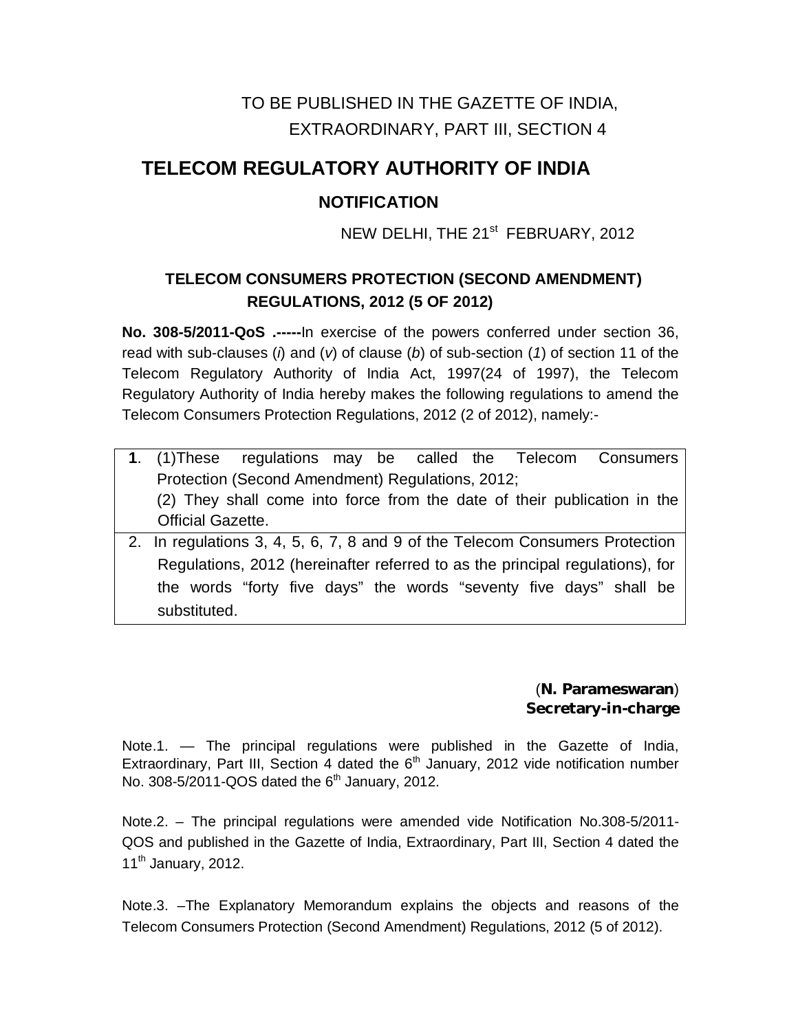TO BE PUBLISHED IN THE GAZETTE OF INDIA,
EXTRAORDINARY, PART III, SECTION 4

# TELECOM REGULATORY AUTHORITY OF INDIA

## NOTIFICATION

NEW DELHI, THE 21st FEBRUARY, 2012

### TELECOM CONSUMERS PROTECTION (SECOND AMENDMENT) REGULATIONS, 2012 (5 OF 2012)

**No. 308-5/2011-QoS .-----**In exercise of the powers conferred under section 36, read with sub-clauses (*i*) and (*v*) of clause (*b*) of sub-section (*1*) of section 11 of the Telecom Regulatory Authority of India Act, 1997(24 of 1997), the Telecom Regulatory Authority of India hereby makes the following regulations to amend the Telecom Consumers Protection Regulations, 2012 (2 of 2012), namely:-

**1**. (1)These regulations may be called the Telecom Consumers Protection (Second Amendment) Regulations, 2012;
(2) They shall come into force from the date of their publication in the Official Gazette.

2. In regulations 3, 4, 5, 6, 7, 8 and 9 of the Telecom Consumers Protection Regulations, 2012 (hereinafter referred to as the principal regulations), for the words "forty five days" the words "seventy five days" shall be substituted.

(**N. Parameswaran**)
**Secretary-in-charge**

Note.1. — The principal regulations were published in the Gazette of India, Extraordinary, Part III, Section 4 dated the 6th January, 2012 vide notification number No. 308-5/2011-QOS dated the 6th January, 2012.

Note.2. – The principal regulations were amended vide Notification No.308-5/2011-QOS and published in the Gazette of India, Extraordinary, Part III, Section 4 dated the 11th January, 2012.

Note.3. –The Explanatory Memorandum explains the objects and reasons of the Telecom Consumers Protection (Second Amendment) Regulations, 2012 (5 of 2012).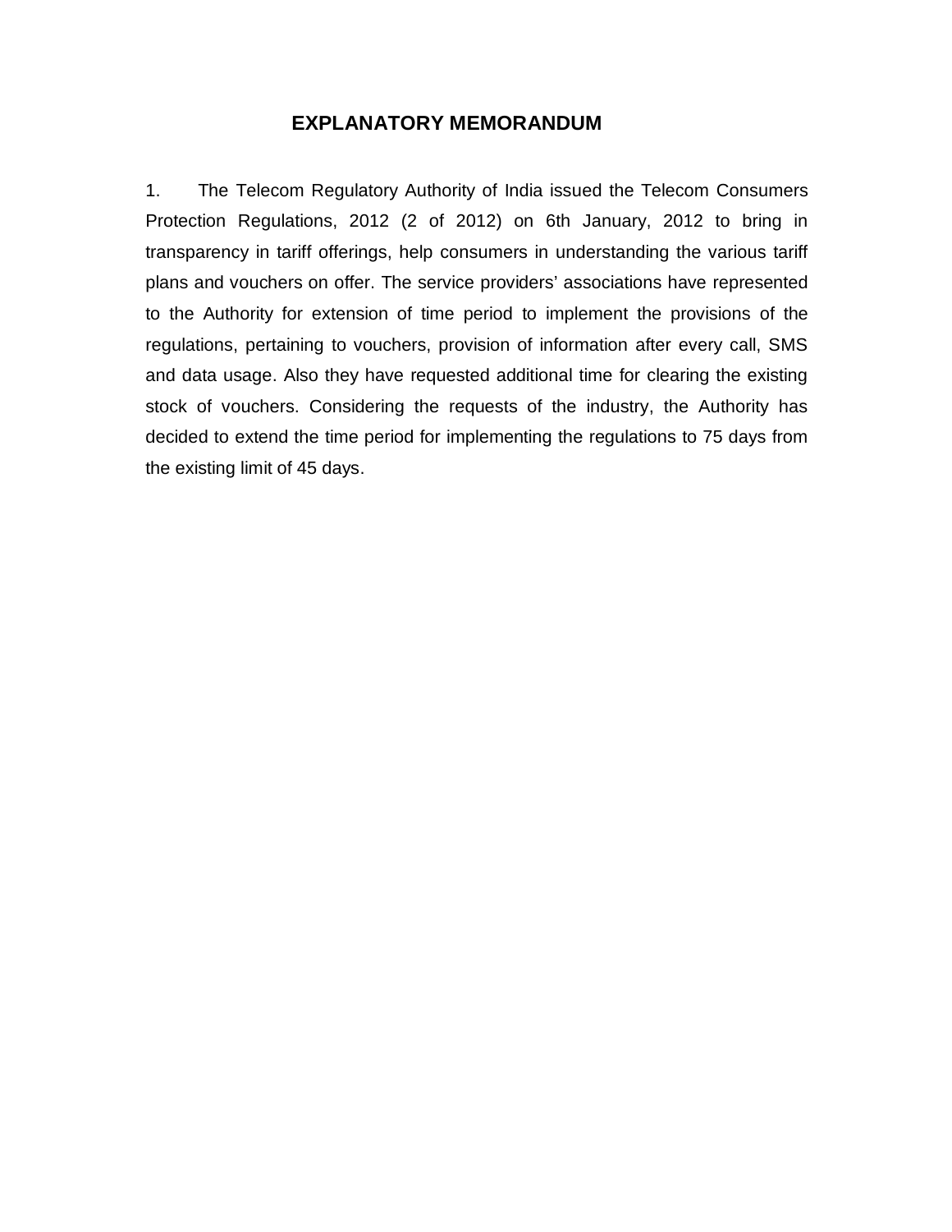# EXPLANATORY MEMORANDUM

1. The Telecom Regulatory Authority of India issued the Telecom Consumers Protection Regulations, 2012 (2 of 2012) on 6th January, 2012 to bring in transparency in tariff offerings, help consumers in understanding the various tariff plans and vouchers on offer. The service providers' associations have represented to the Authority for extension of time period to implement the provisions of the regulations, pertaining to vouchers, provision of information after every call, SMS and data usage. Also they have requested additional time for clearing the existing stock of vouchers. Considering the requests of the industry, the Authority has decided to extend the time period for implementing the regulations to 75 days from the existing limit of 45 days.